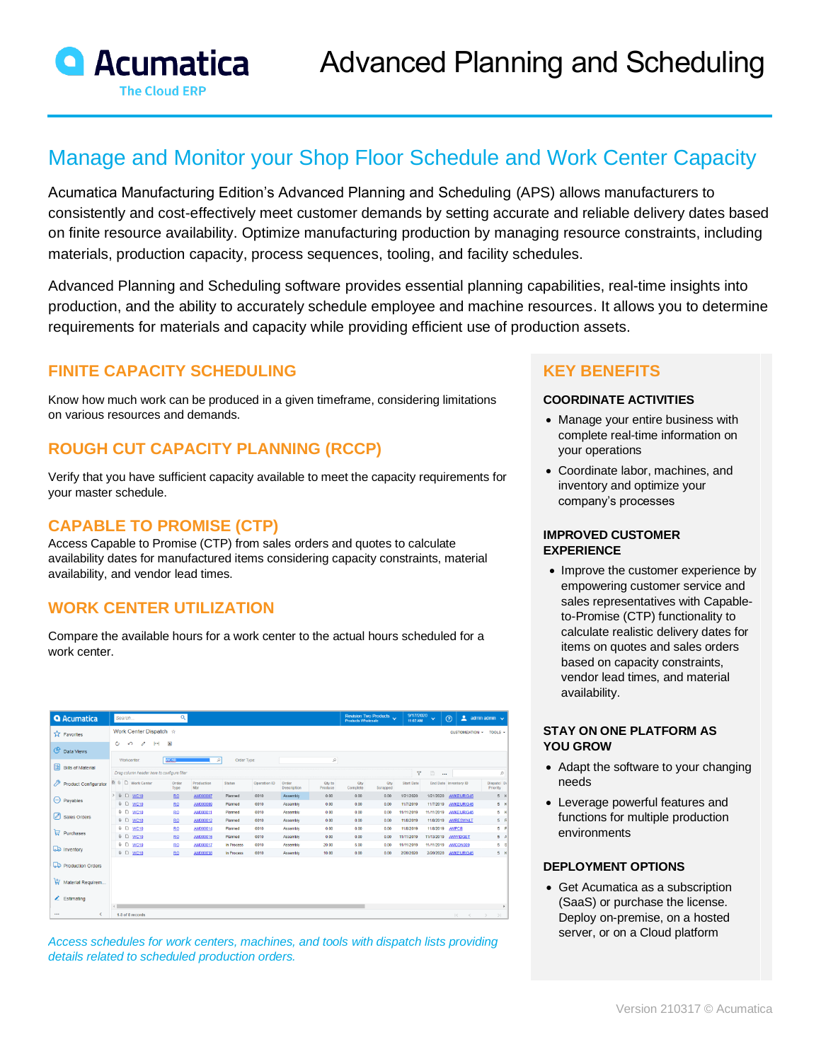# Advanced Planning and Scheduling

## Manage and Monitor your Shop Floor Schedule and Work Center Capacity

Acumatica Manufacturing Edition's Advanced Planning and Scheduling (APS) allows manufacturers to consistently and cost-effectively meet customer demands by setting accurate and reliable delivery dates based on finite resource availability. Optimize manufacturing production by managing resource constraints, including materials, production capacity, process sequences, tooling, and facility schedules.

Advanced Planning and Scheduling software provides essential planning capabilities, real-time insights into production, and the ability to accurately schedule employee and machine resources. It allows you to determine requirements for materials and capacity while providing efficient use of production assets.

### FINITE CAPACITY SCHEDULING

Know how much work can be produced in a given timeframe, considering limitations on various resources and demands.

### ROUGH CUT CAPACITY PLANNING (RCCP)

Verify that you have sufficient capacity available to meet the capacity requirements for your master schedule.

### CAPABLE TO PROMISE (CTP)

Access Capable to Promise (CTP) from sales orders and quotes to calculate availability dates for manufactured items considering capacity constraints, material availability, and vendor lead times.

### WORK CENTER UTILIZATION

Compare the available hours for a work center to the actual hours scheduled for a work center.

*Access schedules for work centers, machines, and tools with dispatch lists providing details related to scheduled production orders.*

### KEY BENEFITS

#### COORDINATE ACTIVITIES

- Manage your entire business with complete real-time information on your operations
- Coordinate labor, machines, and inventory and optimize your company's processes

#### IMPROVED CUSTOMER EXPERIENCE

- Improve the customer experience by empowering customer service and sales representatives with Capable-to-Promise (CTP) functionality to calculate realistic delivery dates for items on quotes and sales orders based on capacity constraints, vendor lead times, and material availability.

#### STAY ON ONE PLATFORM AS YOU GROW

- Adapt the software to your changing needs
- Leverage powerful features and functions for multiple production environments

#### DEPLOYMENT OPTIONS

- Get Acumatica as a subscription (SaaS) or purchase the license. Deploy on-premise, on a hosted server, or on a Cloud platform

Version 210317 © Acumatica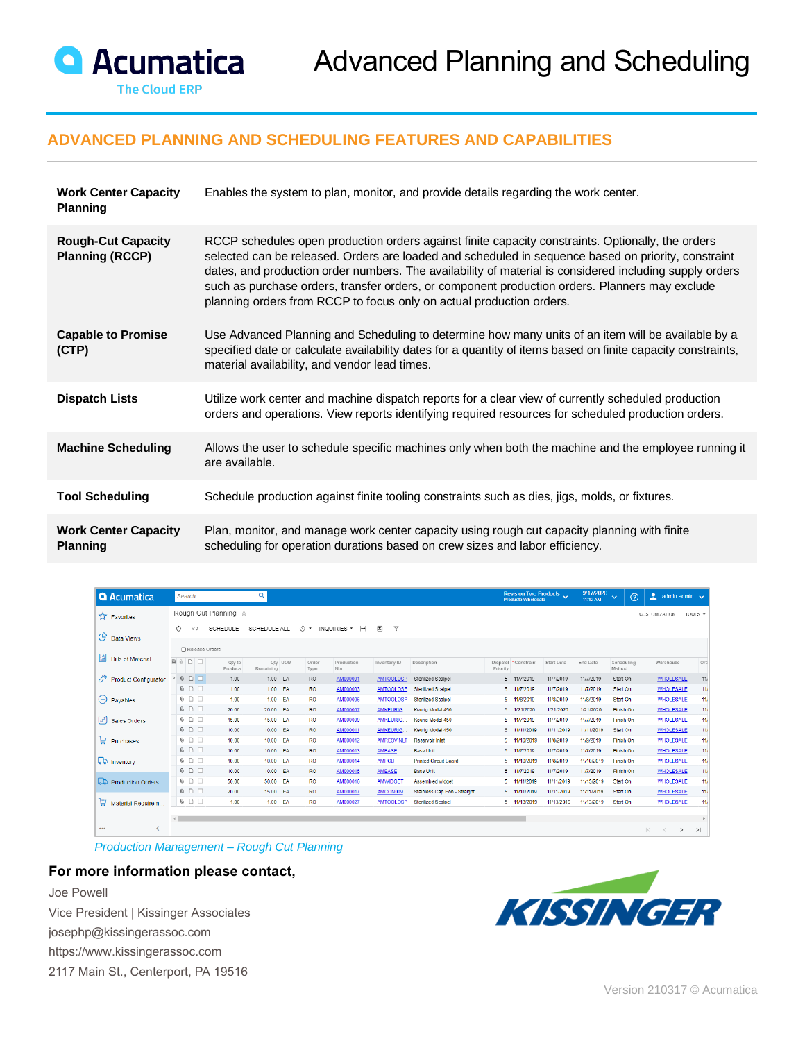# Advanced Planning and Scheduling

## ADVANCED PLANNING AND SCHEDULING FEATURES AND CAPABILITIES

| | |
|---|---|
| **Work Center Capacity Planning** | Enables the system to plan, monitor, and provide details regarding the work center. |
| **Rough-Cut Capacity Planning (RCCP)** | RCCP schedules open production orders against finite capacity constraints. Optionally, the orders selected can be released. Orders are loaded and scheduled in sequence based on priority, constraint dates, and production order numbers. The availability of material is considered including supply orders such as purchase orders, transfer orders, or component production orders. Planners may exclude planning orders from RCCP to focus only on actual production orders. |
| **Capable to Promise (CTP)** | Use Advanced Planning and Scheduling to determine how many units of an item will be available by a specified date or calculate availability dates for a quantity of items based on finite capacity constraints, material availability, and vendor lead times. |
| **Dispatch Lists** | Utilize work center and machine dispatch reports for a clear view of currently scheduled production orders and operations. View reports identifying required resources for scheduled production orders. |
| **Machine Scheduling** | Allows the user to schedule specific machines only when both the machine and the employee running it are available. |
| **Tool Scheduling** | Schedule production against finite tooling constraints such as dies, jigs, molds, or fixtures. |
| **Work Center Capacity Planning** | Plan, monitor, and manage work center capacity using rough cut capacity planning with finite scheduling for operation durations based on crew sizes and labor efficiency. |

*Production Management – Rough Cut Planning*

**For more information please contact,**

Joe Powell
Vice President | Kissinger Associates
josephp@kissingerassoc.com
https://www.kissingerassoc.com
2117 Main St., Centerport, PA 19516

Version 210317 © Acumatica